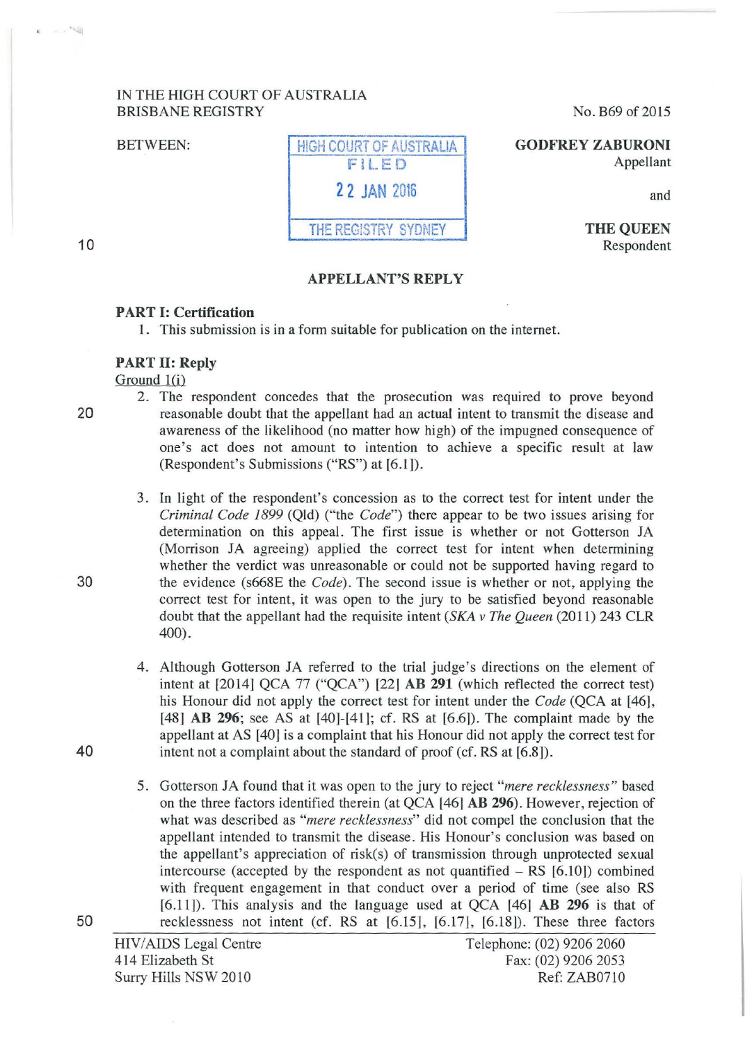IN THE HIGH COURT OF AUSTRALIA
BRISBANE REGISTRY

No. B69 of 2015

BETWEEN:

HIGH COURT OF AUSTRALIA
FILED
22 JAN 2016
THE REGISTRY SYDNEY

**GODFREY ZABURONI**
Appellant

and

**THE QUEEN**
Respondent

**APPELLANT'S REPLY**

**PART I: Certification**

1. This submission is in a form suitable for publication on the internet.

**PART II: Reply**

Ground 1(i)

2. The respondent concedes that the prosecution was required to prove beyond reasonable doubt that the appellant had an actual intent to transmit the disease and awareness of the likelihood (no matter how high) of the impugned consequence of one's act does not amount to intention to achieve a specific result at law (Respondent's Submissions ("RS") at [6.1]).

3. In light of the respondent's concession as to the correct test for intent under the *Criminal Code 1899* (Qld) ("the *Code*") there appear to be two issues arising for determination on this appeal. The first issue is whether or not Gotterson JA (Morrison JA agreeing) applied the correct test for intent when determining whether the verdict was unreasonable or could not be supported having regard to the evidence (s668E the *Code*). The second issue is whether or not, applying the correct test for intent, it was open to the jury to be satisfied beyond reasonable doubt that the appellant had the requisite intent (*SKA v The Queen* (2011) 243 CLR 400).

4. Although Gotterson JA referred to the trial judge's directions on the element of intent at [2014] QCA 77 ("QCA") [22] **AB 291** (which reflected the correct test) his Honour did not apply the correct test for intent under the *Code* (QCA at [46], [48] **AB 296**; see AS at [40]-[41]; cf. RS at [6.6]). The complaint made by the appellant at AS [40] is a complaint that his Honour did not apply the correct test for intent not a complaint about the standard of proof (cf. RS at [6.8]).

5. Gotterson JA found that it was open to the jury to reject "*mere recklessness*" based on the three factors identified therein (at QCA [46] **AB 296**). However, rejection of what was described as "*mere recklessness*" did not compel the conclusion that the appellant intended to transmit the disease. His Honour's conclusion was based on the appellant's appreciation of risk(s) of transmission through unprotected sexual intercourse (accepted by the respondent as not quantified – RS [6.10]) combined with frequent engagement in that conduct over a period of time (see also RS [6.11]). This analysis and the language used at QCA [46] **AB 296** is that of recklessness not intent (cf. RS at [6.15], [6.17], [6.18]). These three factors

HIV/AIDS Legal Centre
414 Elizabeth St
Surry Hills NSW 2010

Telephone: (02) 9206 2060
Fax: (02) 9206 2053
Ref: ZAB0710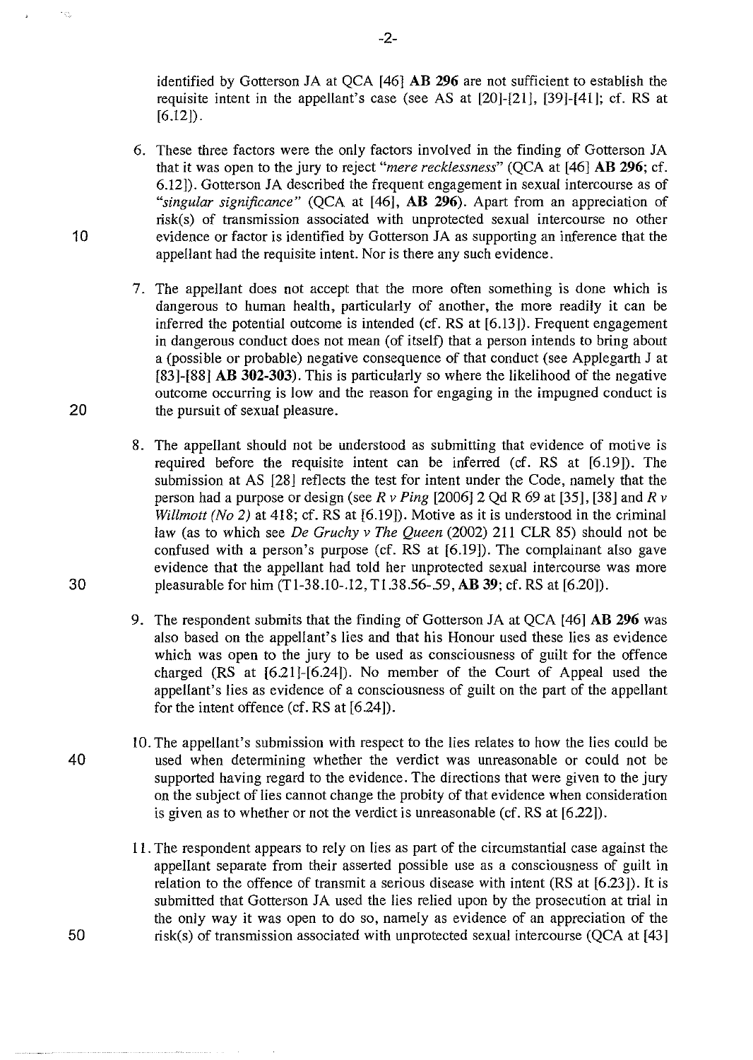identified by Gotterson JA at QCA [46] **AB 296** are not sufficient to establish the requisite intent in the appellant's case (see AS at [20]-[21], [39]-[41]; cf. RS at [6.12]).

6. These three factors were the only factors involved in the finding of Gotterson JA that it was open to the jury to reject *"mere recklessness"* (QCA at [46] **AB 296**; cf. 6.12]). Gotterson JA described the frequent engagement in sexual intercourse as of *"singular significance"* (QCA at [46], **AB 296**). Apart from an appreciation of risk(s) of transmission associated with unprotected sexual intercourse no other evidence or factor is identified by Gotterson JA as supporting an inference that the appellant had the requisite intent. Nor is there any such evidence.

7. The appellant does not accept that the more often something is done which is dangerous to human health, particularly of another, the more readily it can be inferred the potential outcome is intended (cf. RS at [6.13]). Frequent engagement in dangerous conduct does not mean (of itself) that a person intends to bring about a (possible or probable) negative consequence of that conduct (see Applegarth J at [83]-[88] **AB 302-303**). This is particularly so where the likelihood of the negative outcome occurring is low and the reason for engaging in the impugned conduct is the pursuit of sexual pleasure.

8. The appellant should not be understood as submitting that evidence of motive is required before the requisite intent can be inferred (cf. RS at [6.19]). The submission at AS [28] reflects the test for intent under the Code, namely that the person had a purpose or design (see *R v Ping* [2006] 2 Qd R 69 at [35], [38] and *R v Willmott (No 2)* at 418; cf. RS at [6.19]). Motive as it is understood in the criminal law (as to which see *De Gruchy v The Queen* (2002) 211 CLR 85) should not be confused with a person's purpose (cf. RS at [6.19]). The complainant also gave evidence that the appellant had told her unprotected sexual intercourse was more pleasurable for him (T1-38.10-.12, T1.38.56-59, **AB 39**; cf. RS at [6.20]).

9. The respondent submits that the finding of Gotterson JA at QCA [46] **AB 296** was also based on the appellant's lies and that his Honour used these lies as evidence which was open to the jury to be used as consciousness of guilt for the offence charged (RS at [6.21]-[6.24]). No member of the Court of Appeal used the appellant's lies as evidence of a consciousness of guilt on the part of the appellant for the intent offence (cf. RS at [6.24]).

10. The appellant's submission with respect to the lies relates to how the lies could be used when determining whether the verdict was unreasonable or could not be supported having regard to the evidence. The directions that were given to the jury on the subject of lies cannot change the probity of that evidence when consideration is given as to whether or not the verdict is unreasonable (cf. RS at [6.22]).

11. The respondent appears to rely on lies as part of the circumstantial case against the appellant separate from their asserted possible use as a consciousness of guilt in relation to the offence of transmit a serious disease with intent (RS at [6.23]). It is submitted that Gotterson JA used the lies relied upon by the prosecution at trial in the only way it was open to do so, namely as evidence of an appreciation of the risk(s) of transmission associated with unprotected sexual intercourse (QCA at [43]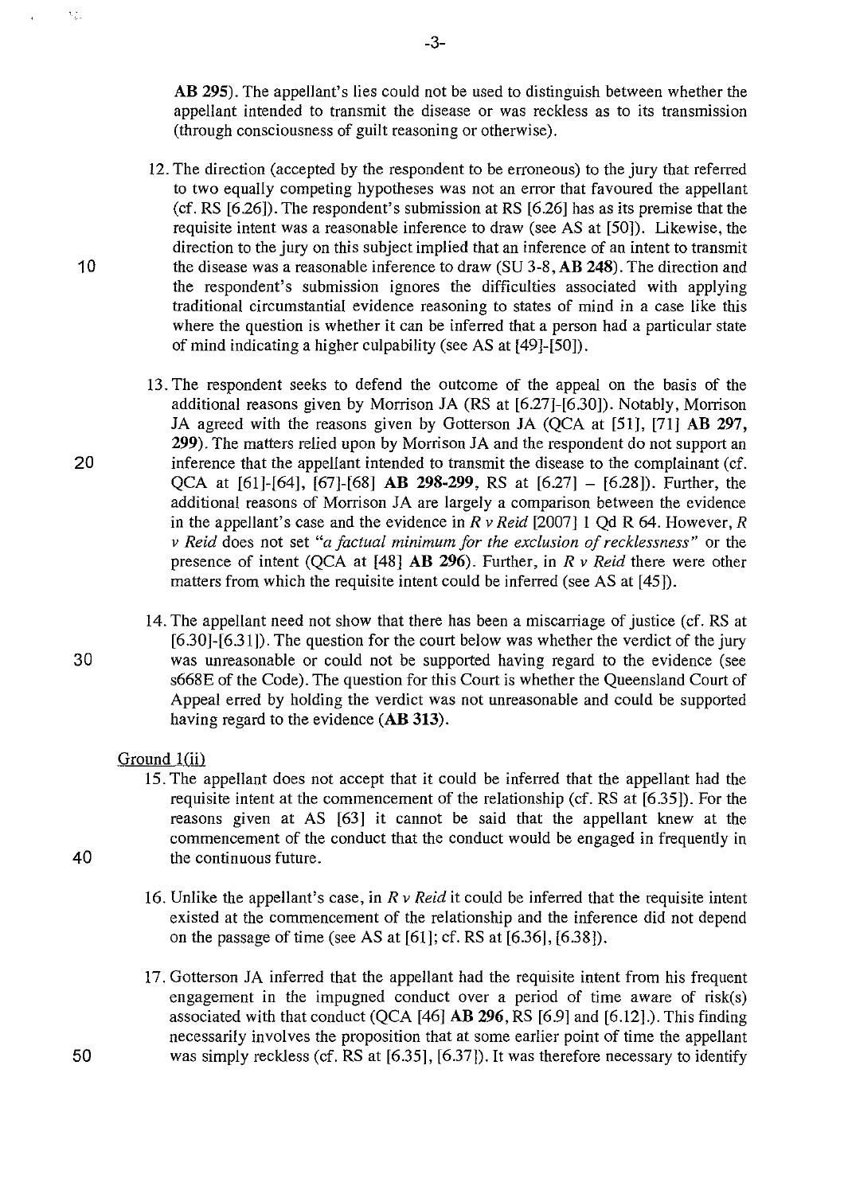**AB 295**). The appellant's lies could not be used to distinguish between whether the appellant intended to transmit the disease or was reckless as to its transmission (through consciousness of guilt reasoning or otherwise).

12. The direction (accepted by the respondent to be erroneous) to the jury that referred to two equally competing hypotheses was not an error that favoured the appellant (cf. RS [6.26]). The respondent's submission at RS [6.26] has as its premise that the requisite intent was a reasonable inference to draw (see AS at [50]). Likewise, the direction to the jury on this subject implied that an inference of an intent to transmit the disease was a reasonable inference to draw (SU 3-8, **AB 248**). The direction and the respondent's submission ignores the difficulties associated with applying traditional circumstantial evidence reasoning to states of mind in a case like this where the question is whether it can be inferred that a person had a particular state of mind indicating a higher culpability (see AS at [49]-[50]).

13. The respondent seeks to defend the outcome of the appeal on the basis of the additional reasons given by Morrison JA (RS at [6.27]-[6.30]). Notably, Morrison JA agreed with the reasons given by Gotterson JA (QCA at [51], [71] **AB 297, 299**). The matters relied upon by Morrison JA and the respondent do not support an inference that the appellant intended to transmit the disease to the complainant (cf. QCA at [61]-[64], [67]-[68] **AB 298-299**, RS at [6.27] – [6.28]). Further, the additional reasons of Morrison JA are largely a comparison between the evidence in the appellant's case and the evidence in *R v Reid* [2007] 1 Qd R 64. However, *R v Reid* does not set *"a factual minimum for the exclusion of recklessness"* or the presence of intent (QCA at [48] **AB 296**). Further, in *R v Reid* there were other matters from which the requisite intent could be inferred (see AS at [45]).

14. The appellant need not show that there has been a miscarriage of justice (cf. RS at [6.30]-[6.31]). The question for the court below was whether the verdict of the jury was unreasonable or could not be supported having regard to the evidence (see s668E of the Code). The question for this Court is whether the Queensland Court of Appeal erred by holding the verdict was not unreasonable and could be supported having regard to the evidence (**AB 313**).

Ground 1(ii)

15. The appellant does not accept that it could be inferred that the appellant had the requisite intent at the commencement of the relationship (cf. RS at [6.35]). For the reasons given at AS [63] it cannot be said that the appellant knew at the commencement of the conduct that the conduct would be engaged in frequently in the continuous future.

16. Unlike the appellant's case, in *R v Reid* it could be inferred that the requisite intent existed at the commencement of the relationship and the inference did not depend on the passage of time (see AS at [61]; cf. RS at [6.36], [6.38]).

17. Gotterson JA inferred that the appellant had the requisite intent from his frequent engagement in the impugned conduct over a period of time aware of risk(s) associated with that conduct (QCA [46] **AB 296**, RS [6.9] and [6.12].). This finding necessarily involves the proposition that at some earlier point of time the appellant was simply reckless (cf. RS at [6.35], [6.37]). It was therefore necessary to identify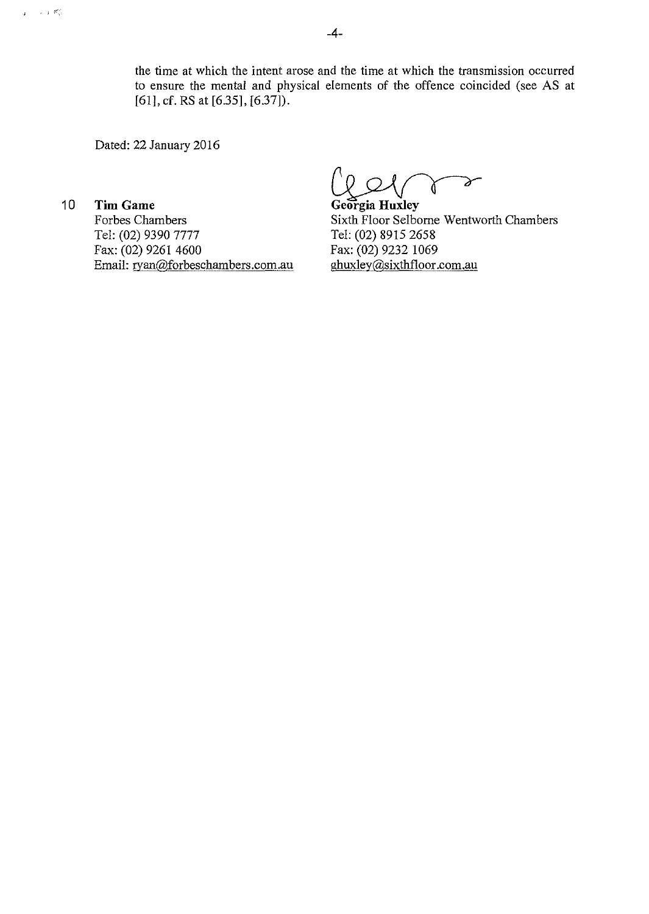the time at which the intent arose and the time at which the transmission occurred to ensure the mental and physical elements of the offence coincided (see AS at [61], cf. RS at [6.35], [6.37]).

Dated: 22 January 2016

| | |
|---|---|
| **Tim Game** | **Georgia Huxley** |
| Forbes Chambers | Sixth Floor Selborne Wentworth Chambers |
| Tel: (02) 9390 7777 | Tel: (02) 8915 2658 |
| Fax: (02) 9261 4600 | Fax: (02) 9232 1069 |
| Email: ryan@forbeschambers.com.au | ghuxley@sixthfloor.com.au |